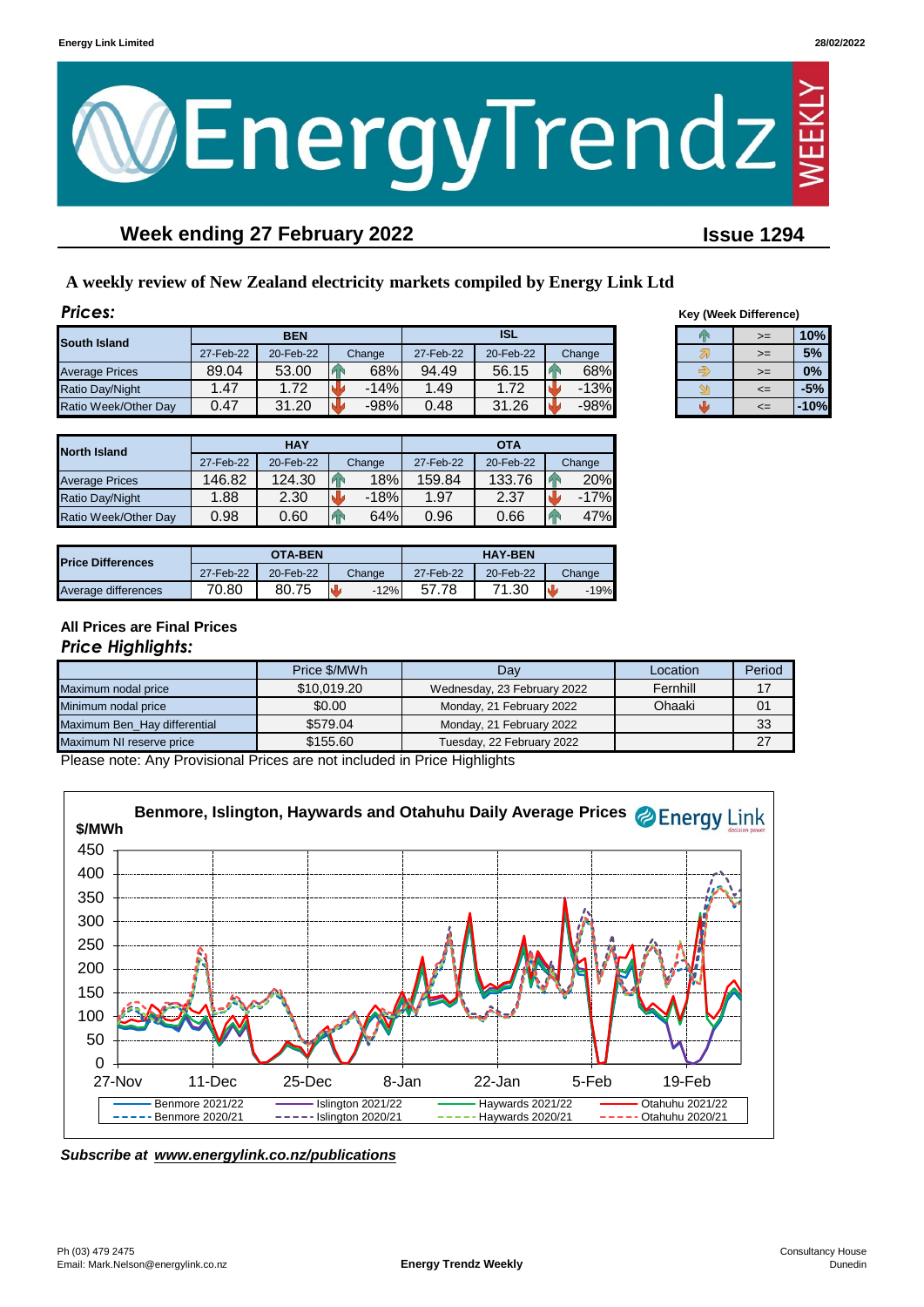# EnergyTrendz WEEKLY

## Week ending 27 February 2022

**Issue 1294**

### A weekly review of New Zealand electricity markets compiled by Energy Link Ltd

### *Prices:*

| South Island | BEN | | | ISL | | |
|---|---|---|---|---|---|---|
| | 27-Feb-22 | 20-Feb-22 | Change | 27-Feb-22 | 20-Feb-22 | Change |
| Average Prices | 89.04 | 53.00 | 68% | 94.49 | 56.15 | 68% |
| Ratio Day/Night | 1.47 | 1.72 | -14% | 1.49 | 1.72 | -13% |
| Ratio Week/Other Day | 0.47 | 31.20 | -98% | 0.48 | 31.26 | -98% |

**Key (Week Difference)**

| Symbol | | |
|---|---|---|
| Up | >= | 10% |
| Up-right | >= | 5% |
| Right | >= | 0% |
| Down-right | <= | -5% |
| Down | <= | -10% |

| North Island | HAY | | | OTA | | |
|---|---|---|---|---|---|---|
| | 27-Feb-22 | 20-Feb-22 | Change | 27-Feb-22 | 20-Feb-22 | Change |
| Average Prices | 146.82 | 124.30 | 18% | 159.84 | 133.76 | 20% |
| Ratio Day/Night | 1.88 | 2.30 | -18% | 1.97 | 2.37 | -17% |
| Ratio Week/Other Day | 0.98 | 0.60 | 64% | 0.96 | 0.66 | 47% |

| Price Differences | OTA-BEN | | | HAY-BEN | | |
|---|---|---|---|---|---|---|
| | 27-Feb-22 | 20-Feb-22 | Change | 27-Feb-22 | 20-Feb-22 | Change |
| Average differences | 70.80 | 80.75 | -12% | 57.78 | 71.30 | -19% |

**All Prices are Final Prices**

### *Price Highlights:*

| | Price $/MWh | Day | Location | Period |
|---|---|---|---|---|
| Maximum nodal price | $10,019.20 | Wednesday, 23 February 2022 | Fernhill | 17 |
| Minimum nodal price | $0.00 | Monday, 21 February 2022 | Ohaaki | 01 |
| Maximum Ben_Hay differential | $579.04 | Monday, 21 February 2022 | | 33 |
| Maximum NI reserve price | $155.60 | Tuesday, 22 February 2022 | | 27 |

Please note: Any Provisional Prices are not included in Price Highlights

Benmore, Islington, Haywards and Otahuhu Daily Average Prices

***Subscribe at [www.energylink.co.nz/publications](www.energylink.co.nz/publications)***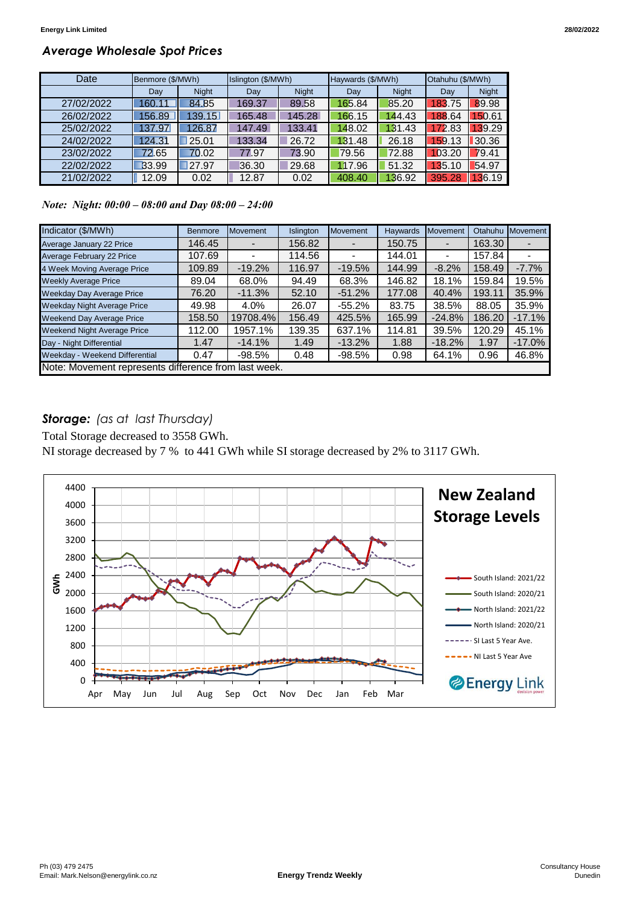## *Average Wholesale Spot Prices*

| Date | Benmore ($/MWh) | | Islington ($/MWh) | | Haywards ($/MWh) | | Otahuhu ($/MWh) | |
|---|---|---|---|---|---|---|---|---|
| | Day | Night | Day | Night | Day | Night | Day | Night |
| 27/02/2022 | 160.11 | 84.85 | 169.37 | 89.58 | 165.84 | 85.20 | 183.75 | 89.98 |
| 26/02/2022 | 156.89 | 139.15 | 165.48 | 145.28 | 166.15 | 144.43 | 188.64 | 150.61 |
| 25/02/2022 | 137.97 | 126.87 | 147.49 | 133.41 | 148.02 | 131.43 | 172.83 | 139.29 |
| 24/02/2022 | 124.31 | 25.01 | 133.34 | 26.72 | 131.48 | 26.18 | 159.13 | 30.36 |
| 23/02/2022 | 72.65 | 70.02 | 77.97 | 73.90 | 79.56 | 72.88 | 103.20 | 79.41 |
| 22/02/2022 | 33.99 | 27.97 | 36.30 | 29.68 | 117.96 | 51.32 | 135.10 | 54.97 |
| 21/02/2022 | 12.09 | 0.02 | 12.87 | 0.02 | 408.40 | 136.92 | 395.28 | 136.19 |

*Note: Night: 00:00 – 08:00 and Day 08:00 – 24:00*

| Indicator ($/MWh) | Benmore | Movement | Islington | Movement | Haywards | Movement | Otahuhu | Movement |
|---|---|---|---|---|---|---|---|---|
| Average January 22 Price | 146.45 | - | 156.82 | - | 150.75 | - | 163.30 | - |
| Average February 22 Price | 107.69 | - | 114.56 | - | 144.01 | - | 157.84 | - |
| 4 Week Moving Average Price | 109.89 | -19.2% | 116.97 | -19.5% | 144.99 | -8.2% | 158.49 | -7.7% |
| Weekly Average Price | 89.04 | 68.0% | 94.49 | 68.3% | 146.82 | 18.1% | 159.84 | 19.5% |
| Weekday Day Average Price | 76.20 | -11.3% | 52.10 | -51.2% | 177.08 | 40.4% | 193.11 | 35.9% |
| Weekday Night Average Price | 49.98 | 4.0% | 26.07 | -55.2% | 83.75 | 38.5% | 88.05 | 35.9% |
| Weekend Day Average Price | 158.50 | 19708.4% | 156.49 | 425.5% | 165.99 | -24.8% | 186.20 | -17.1% |
| Weekend Night Average Price | 112.00 | 1957.1% | 139.35 | 637.1% | 114.81 | 39.5% | 120.29 | 45.1% |
| Day - Night Differential | 1.47 | -14.1% | 1.49 | -13.2% | 1.88 | -18.2% | 1.97 | -17.0% |
| Weekday - Weekend Differential | 0.47 | -98.5% | 0.48 | -98.5% | 0.98 | 64.1% | 0.96 | 46.8% |

Note: Movement represents difference from last week.

## ***Storage:*** *(as at last Thursday)*

Total Storage decreased to 3558 GWh.

NI storage decreased by 7 % to 441 GWh while SI storage decreased by 2% to 3117 GWh.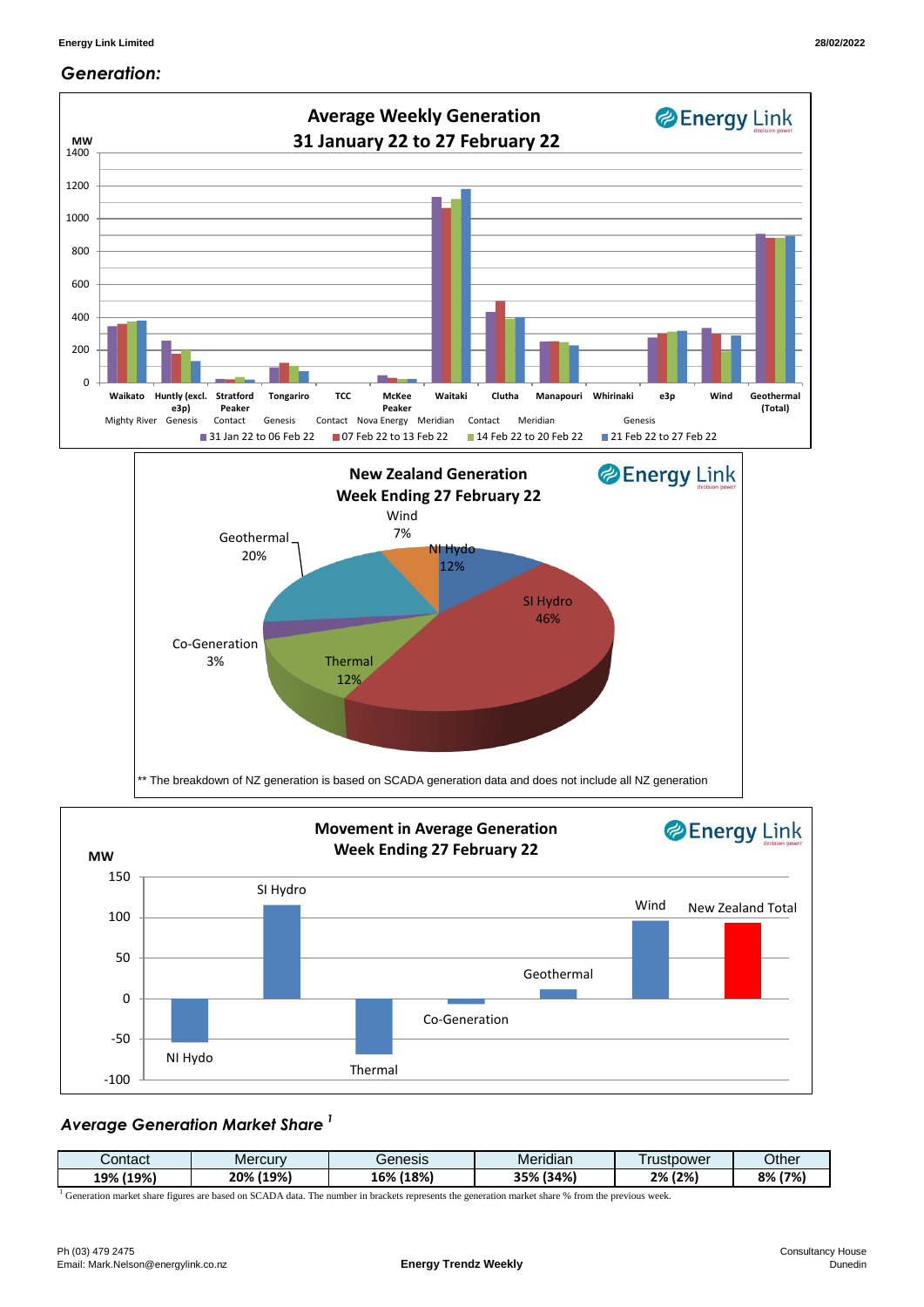## *Generation:*

**Average Weekly Generation**
**31 January 22 to 27 February 22**

| MW | Waikato (Mighty River) | Huntly (excl. e3p) (Genesis) | Stratford Peaker (Contact) | Tongariro (Genesis) | TCC (Contact) | McKee Peaker (Nova Energy) | Waitaki (Meridian) | Clutha (Contact) | Manapouri (Meridian) | Whirinaki | e3p (Genesis) | Wind | Geothermal (Total) |
|---|---|---|---|---|---|---|---|---|---|---|---|---|---|
| 31 Jan 22 to 06 Feb 22 | | | | | | | | | | | | | |
| 07 Feb 22 to 13 Feb 22 | | | | | | | | | | | | | |
| 14 Feb 22 to 20 Feb 22 | | | | | | | | | | | | | |
| 21 Feb 22 to 27 Feb 22 | | | | | | | | | | | | | |

**New Zealand Generation**
**Week Ending 27 February 22**

- Wind 7%
- NI Hydo 12%
- SI Hydro 46%
- Thermal 12%
- Co-Generation 3%
- Geothermal 20%

** The breakdown of NZ generation is based on SCADA generation data and does not include all NZ generation

**Movement in Average Generation**
**Week Ending 27 February 22**

MW: NI Hydo, SI Hydro, Thermal, Co-Generation, Geothermal, Wind, New Zealand Total

## *Average Generation Market Share* [1]

| Contact | Mercury | Genesis | Meridian | Trustpower | Other |
|---|---|---|---|---|---|
| **19% (19%)** | **20% (19%)** | **16% (18%)** | **35% (34%)** | **2% (2%)** | **8% (7%)** |

[1] Generation market share figures are based on SCADA data. The number in brackets represents the generation market share % from the previous week.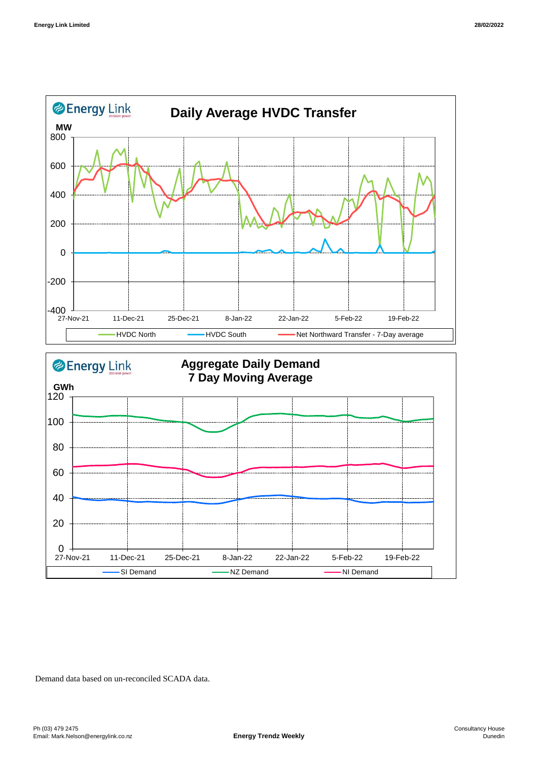**Daily Average HVDC Transfer**

MW

HVDC North — HVDC South — Net Northward Transfer - 7-Day average

**Aggregate Daily Demand**
**7 Day Moving Average**

GWh

SI Demand — NZ Demand — NI Demand

Demand data based on un-reconciled SCADA data.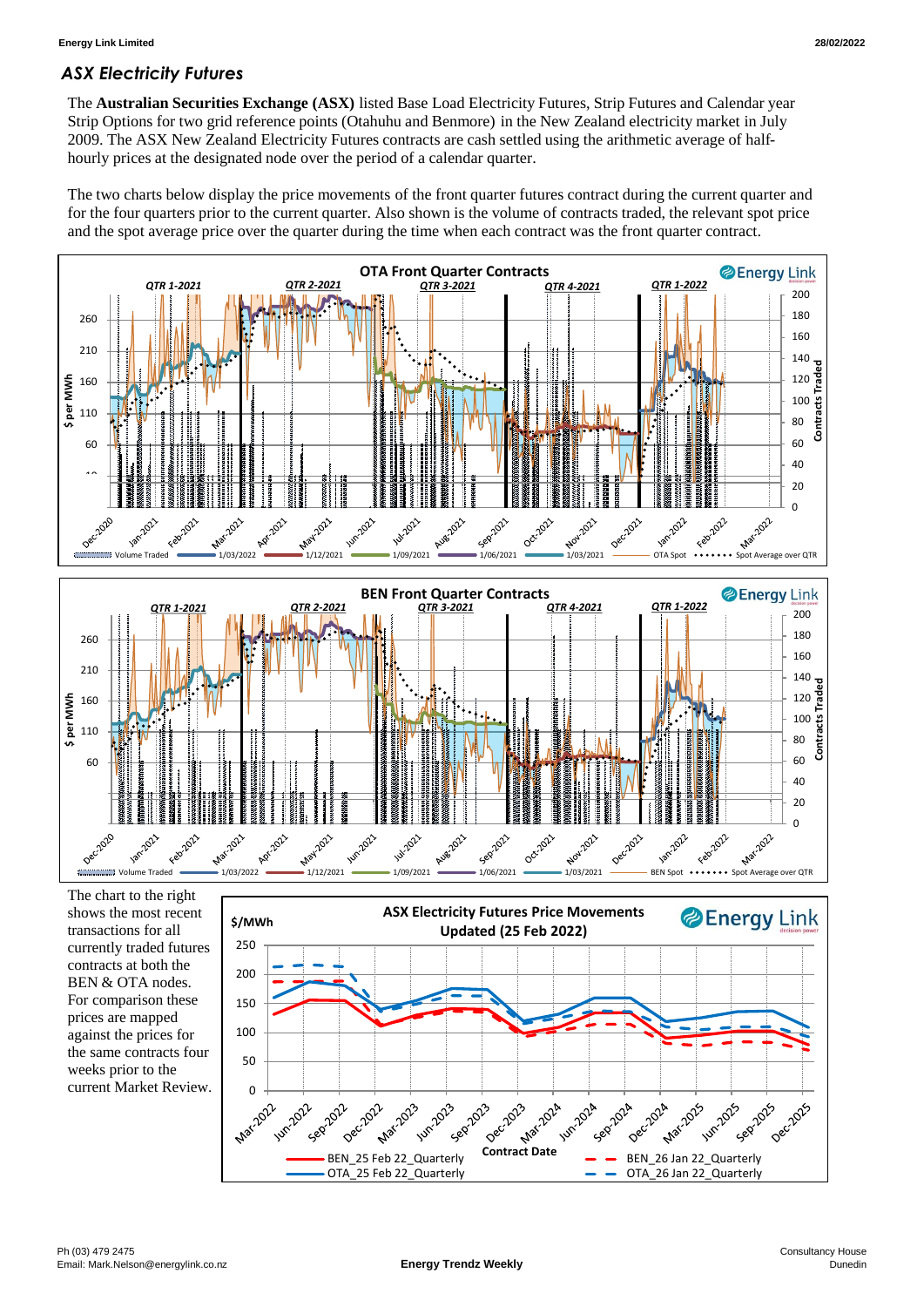## *ASX Electricity Futures*

The **Australian Securities Exchange (ASX)** listed Base Load Electricity Futures, Strip Futures and Calendar year Strip Options for two grid reference points (Otahuhu and Benmore) in the New Zealand electricity market in July 2009. The ASX New Zealand Electricity Futures contracts are cash settled using the arithmetic average of half-hourly prices at the designated node over the period of a calendar quarter.

The two charts below display the price movements of the front quarter futures contract during the current quarter and for the four quarters prior to the current quarter. Also shown is the volume of contracts traded, the relevant spot price and the spot average price over the quarter during the time when each contract was the front quarter contract.

The chart to the right shows the most recent transactions for all currently traded futures contracts at both the BEN & OTA nodes. For comparison these prices are mapped against the prices for the same contracts four weeks prior to the current Market Review.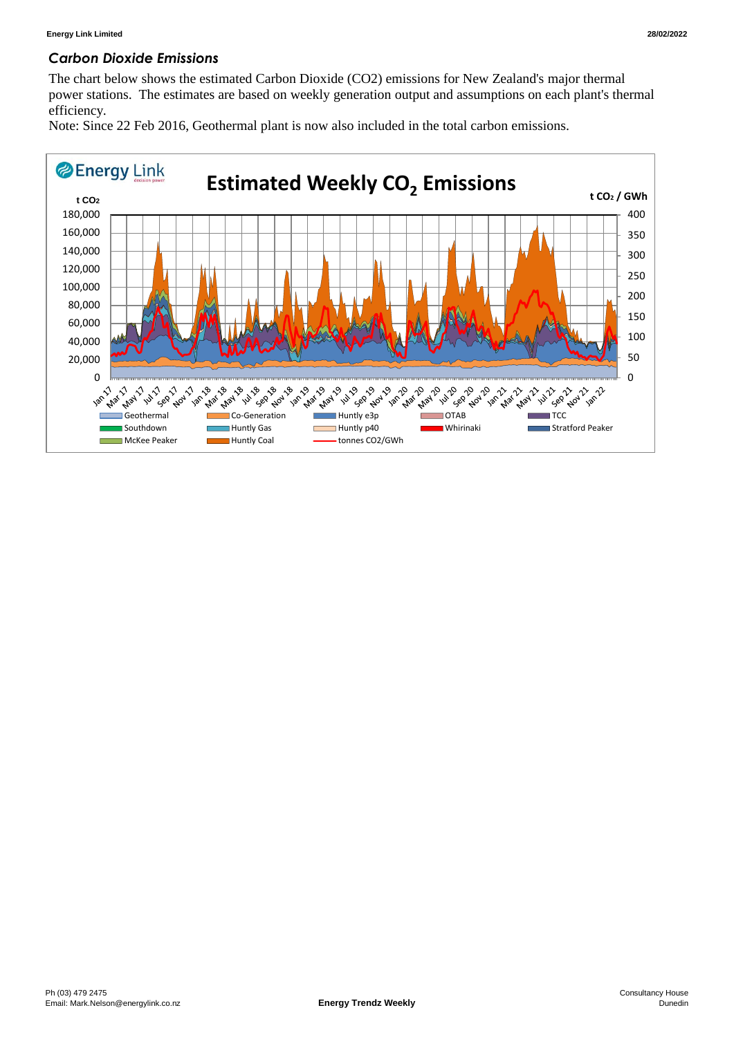## *Carbon Dioxide Emissions*

The chart below shows the estimated Carbon Dioxide (CO2) emissions for New Zealand's major thermal power stations. The estimates are based on weekly generation output and assumptions on each plant's thermal efficiency.

Note: Since 22 Feb 2016, Geothermal plant is now also included in the total carbon emissions.

Energy Link

Estimated Weekly $CO_2$ Emissions

t $CO_2$

t $CO_2$ / GWh

180,000
160,000
140,000
120,000
100,000
80,000
60,000
40,000
20,000
0

400
350
300
250
200
150
100
50
0

Jan 17, Mar 17, May 17, Jul 17, Sep 17, Nov 17, Jan 18, Mar 18, May 18, Jul 18, Sep 18, Nov 18, Jan 19, Mar 19, May 19, Jul 19, Sep 19, Nov 19, Jan 20, Mar 20, May 20, Jul 20, Sep 20, Nov 20, Jan 21, Mar 21, May 21, Jul 21, Sep 21, Nov 21, Jan 22

Geothermal
Co-Generation
Huntly e3p
OTAB
TCC
Southdown
Huntly Gas
Huntly p40
Whirinaki
Stratford Peaker
McKee Peaker
Huntly Coal
tonnes CO2/GWh

Ph (03) 479 2475
Email: Mark.Nelson@energylink.co.nz

**Energy Trendz Weekly**

Consultancy House
Dunedin